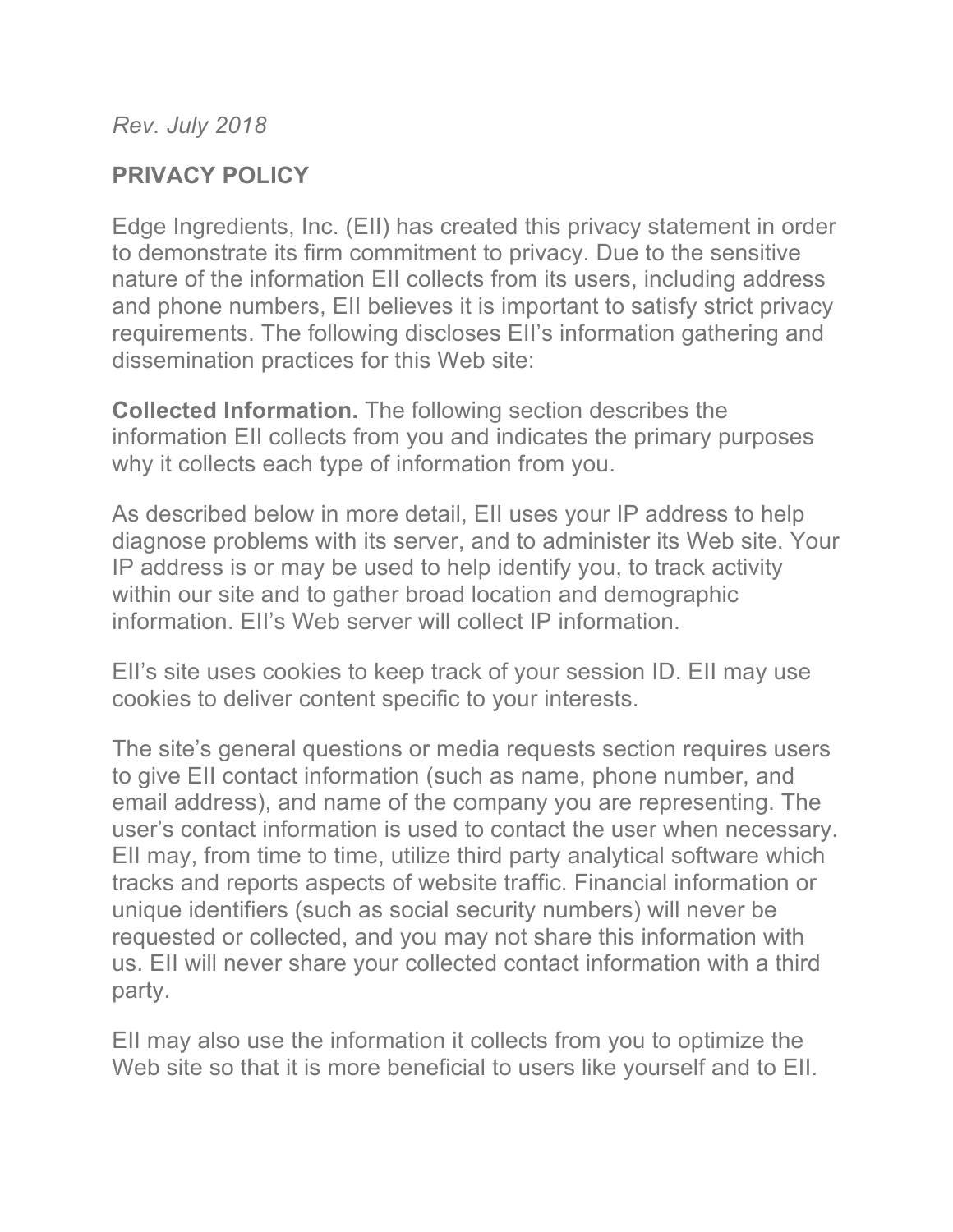*Rev. July 2018*

## PRIVACY POLICY

Edge Ingredients, Inc. (EII) has created this privacy statement in order to demonstrate its firm commitment to privacy. Due to the sensitive nature of the information EII collects from its users, including address and phone numbers, EII believes it is important to satisfy strict privacy requirements. The following discloses EII's information gathering and dissemination practices for this Web site:

**Collected Information.** The following section describes the information EII collects from you and indicates the primary purposes why it collects each type of information from you.

As described below in more detail, EII uses your IP address to help diagnose problems with its server, and to administer its Web site. Your IP address is or may be used to help identify you, to track activity within our site and to gather broad location and demographic information. EII's Web server will collect IP information.

EII's site uses cookies to keep track of your session ID. EII may use cookies to deliver content specific to your interests.

The site's general questions or media requests section requires users to give EII contact information (such as name, phone number, and email address), and name of the company you are representing. The user's contact information is used to contact the user when necessary. EII may, from time to time, utilize third party analytical software which tracks and reports aspects of website traffic. Financial information or unique identifiers (such as social security numbers) will never be requested or collected, and you may not share this information with us. EII will never share your collected contact information with a third party.

EII may also use the information it collects from you to optimize the Web site so that it is more beneficial to users like yourself and to EII.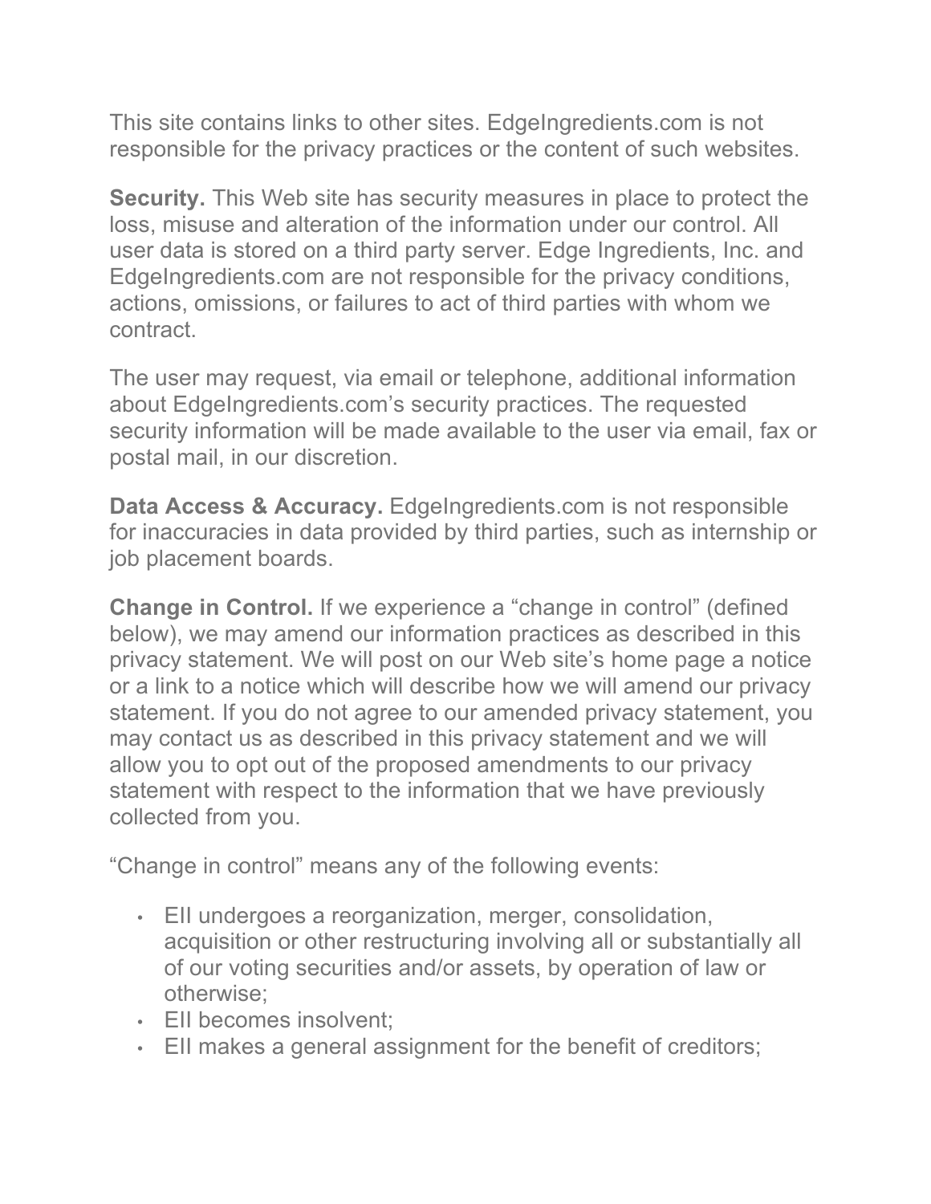This site contains links to other sites. EdgeIngredients.com is not responsible for the privacy practices or the content of such websites.

**Security.** This Web site has security measures in place to protect the loss, misuse and alteration of the information under our control. All user data is stored on a third party server. Edge Ingredients, Inc. and EdgeIngredients.com are not responsible for the privacy conditions, actions, omissions, or failures to act of third parties with whom we contract.

The user may request, via email or telephone, additional information about EdgeIngredients.com's security practices. The requested security information will be made available to the user via email, fax or postal mail, in our discretion.

**Data Access & Accuracy.** EdgeIngredients.com is not responsible for inaccuracies in data provided by third parties, such as internship or job placement boards.

**Change in Control.** If we experience a "change in control" (defined below), we may amend our information practices as described in this privacy statement. We will post on our Web site's home page a notice or a link to a notice which will describe how we will amend our privacy statement. If you do not agree to our amended privacy statement, you may contact us as described in this privacy statement and we will allow you to opt out of the proposed amendments to our privacy statement with respect to the information that we have previously collected from you.

"Change in control" means any of the following events:

- EII undergoes a reorganization, merger, consolidation, acquisition or other restructuring involving all or substantially all of our voting securities and/or assets, by operation of law or otherwise;
- EII becomes insolvent;
- EII makes a general assignment for the benefit of creditors;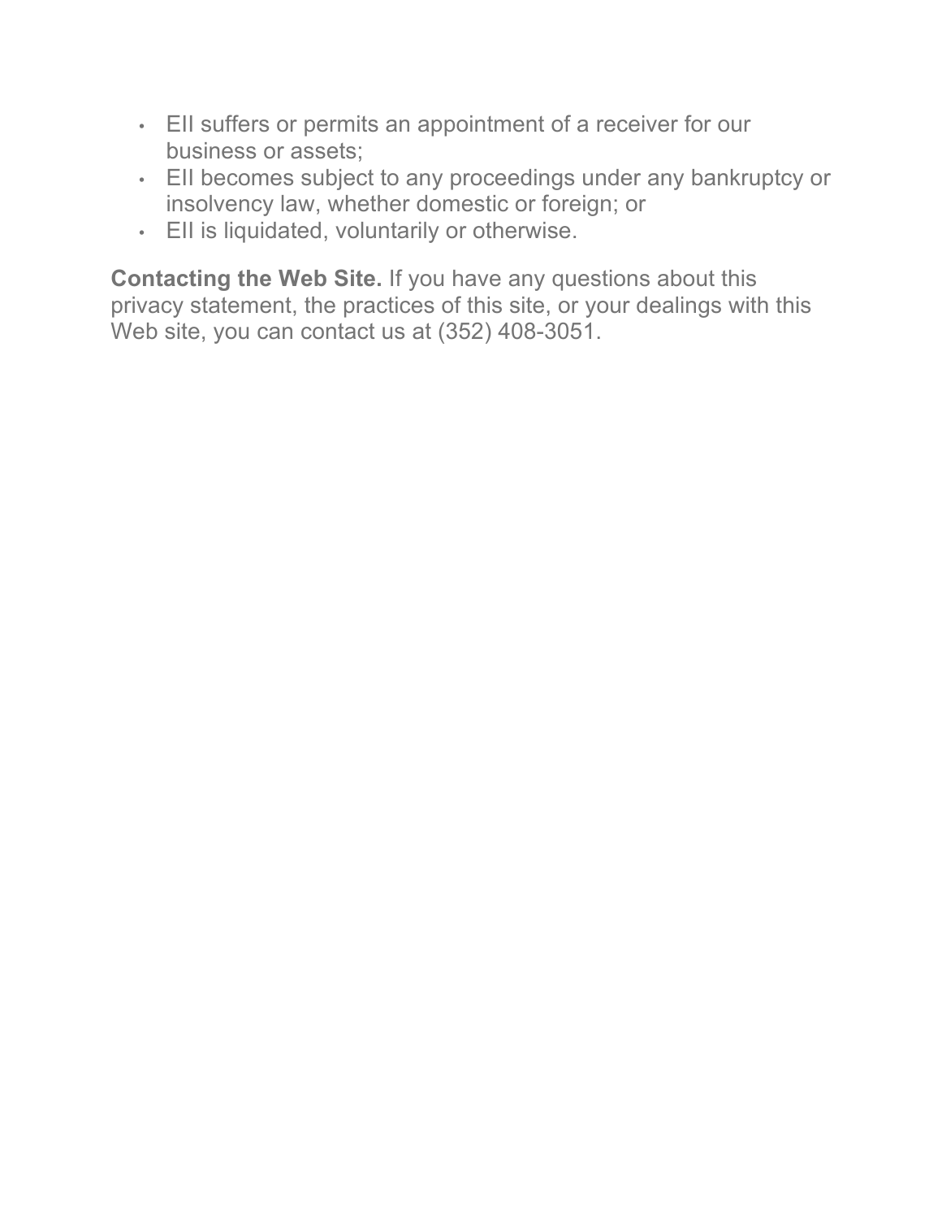- EII suffers or permits an appointment of a receiver for our business or assets;
- EII becomes subject to any proceedings under any bankruptcy or insolvency law, whether domestic or foreign; or
- EII is liquidated, voluntarily or otherwise.

**Contacting the Web Site.** If you have any questions about this privacy statement, the practices of this site, or your dealings with this Web site, you can contact us at (352) 408-3051.